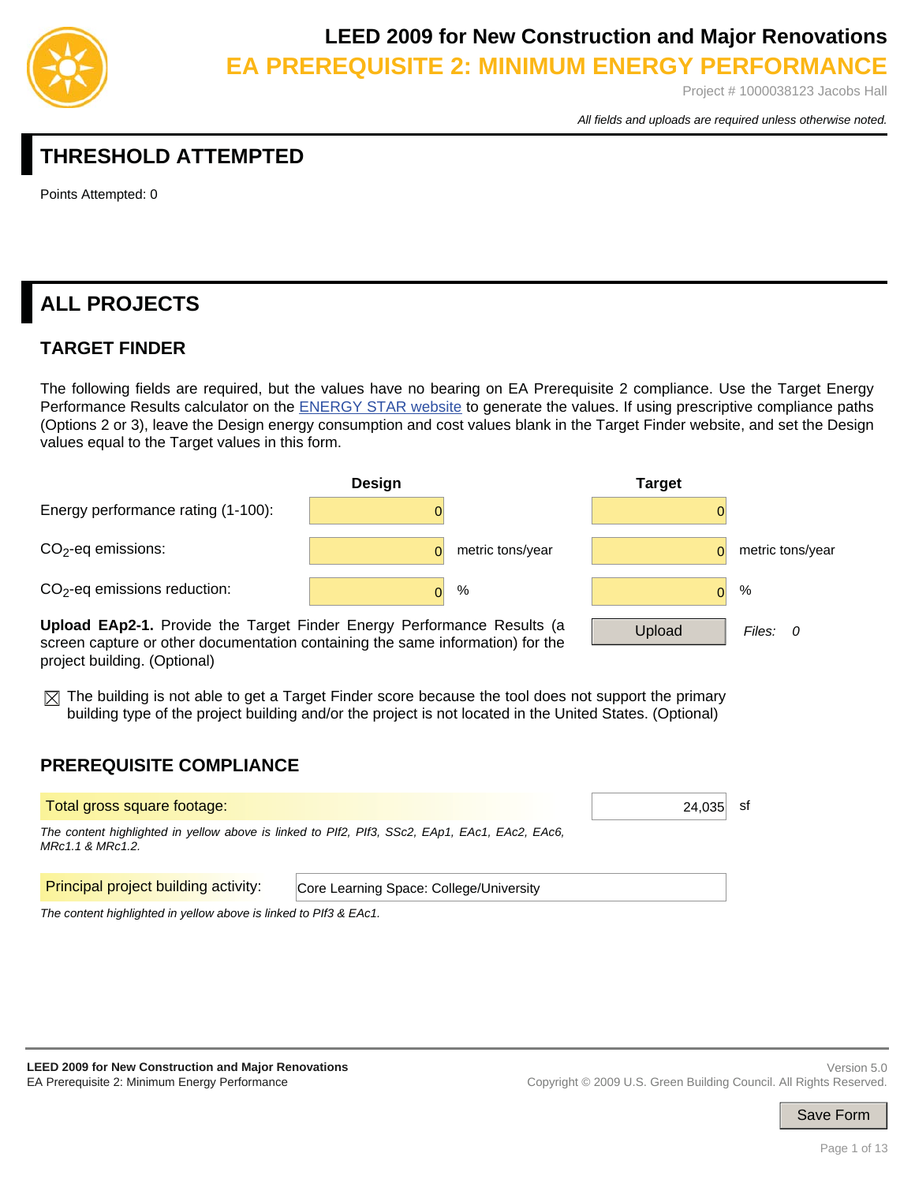# LEED 2009 for New Construction and Major Renovations

## EA PREREQUISITE 2: MINIMUM ENERGY PERFORMANCE

Project # 1000038123 Jacobs Hall

*All fields and uploads are required unless otherwise noted.*

## THRESHOLD ATTEMPTED

Points Attempted: 0

## ALL PROJECTS

### TARGET FINDER

The following fields are required, but the values have no bearing on EA Prerequisite 2 compliance. Use the Target Energy Performance Results calculator on the ENERGY STAR website to generate the values. If using prescriptive compliance paths (Options 2 or 3), leave the Design energy consumption and cost values blank in the Target Finder website, and set the Design values equal to the Target values in this form.

| | Design | | Target | |
|---|---|---|---|---|
| Energy performance rating (1-100): | 0 | | 0 | |
| $CO_2$-eq emissions: | 0 | metric tons/year | 0 | metric tons/year |
| $CO_2$-eq emissions reduction: | 0 | % | 0 | % |

**Upload EAp2-1.** Provide the Target Finder Energy Performance Results (a screen capture or other documentation containing the same information) for the project building. (Optional)

Upload — *Files: 0*

☒ The building is not able to get a Target Finder score because the tool does not support the primary building type of the project building and/or the project is not located in the United States. (Optional)

### PREREQUISITE COMPLIANCE

Total gross square footage: 24,035 sf

*The content highlighted in yellow above is linked to PIf2, PIf3, SSc2, EAp1, EAc1, EAc2, EAc6, MRc1.1 & MRc1.2.*

Principal project building activity: Core Learning Space: College/University

*The content highlighted in yellow above is linked to PIf3 & EAc1.*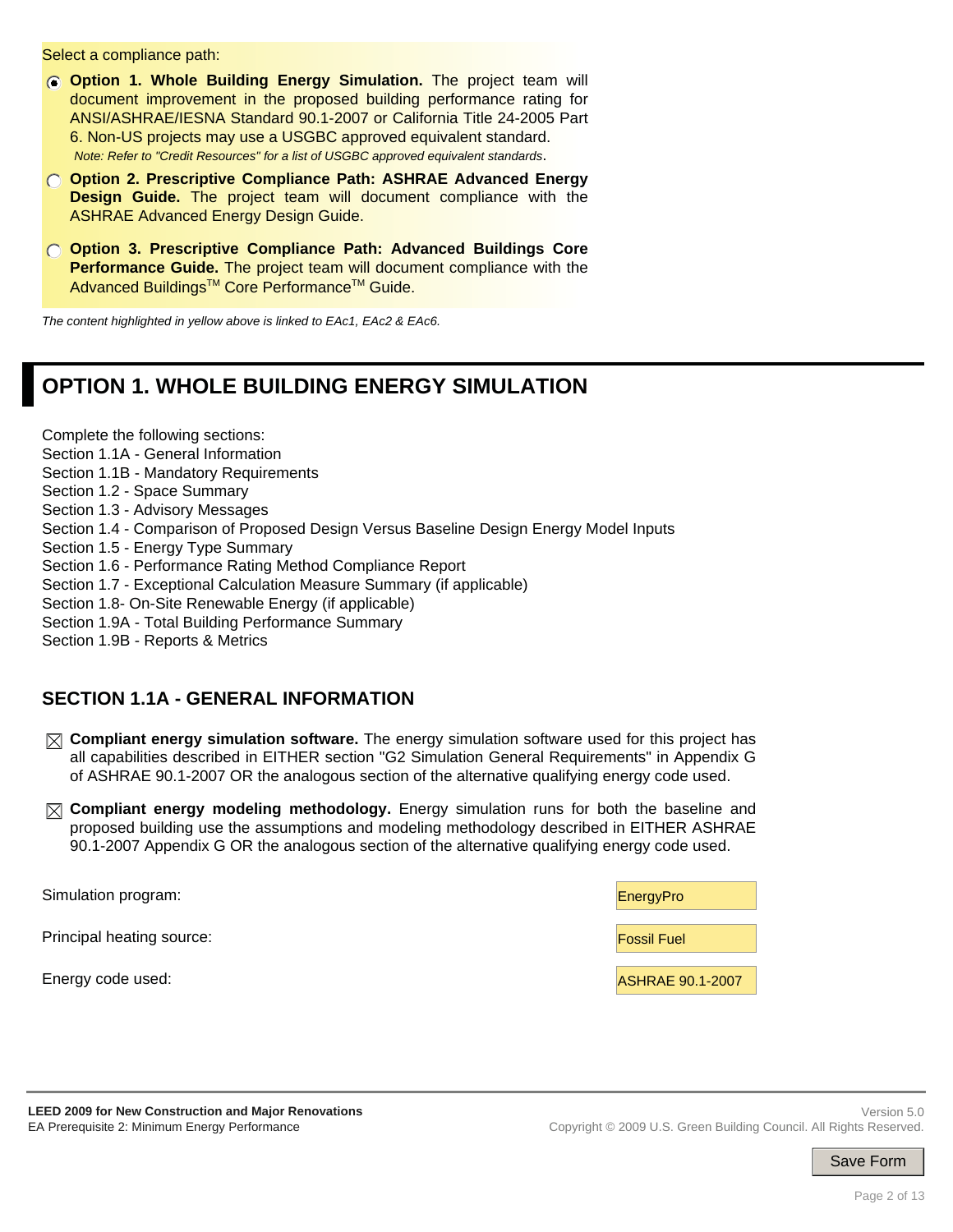Select a compliance path:

- (●) **Option 1. Whole Building Energy Simulation.** The project team will document improvement in the proposed building performance rating for ANSI/ASHRAE/IESNA Standard 90.1-2007 or California Title 24-2005 Part 6. Non-US projects may use a USGBC approved equivalent standard.
  *Note: Refer to "Credit Resources" for a list of USGBC approved equivalent standards*.
- ( ) **Option 2. Prescriptive Compliance Path: ASHRAE Advanced Energy Design Guide.** The project team will document compliance with the ASHRAE Advanced Energy Design Guide.
- ( ) **Option 3. Prescriptive Compliance Path: Advanced Buildings Core Performance Guide.** The project team will document compliance with the Advanced Buildings™ Core Performance™ Guide.

*The content highlighted in yellow above is linked to EAc1, EAc2 & EAc6.*

# OPTION 1. WHOLE BUILDING ENERGY SIMULATION

Complete the following sections:
Section 1.1A - General Information
Section 1.1B - Mandatory Requirements
Section 1.2 - Space Summary
Section 1.3 - Advisory Messages
Section 1.4 - Comparison of Proposed Design Versus Baseline Design Energy Model Inputs
Section 1.5 - Energy Type Summary
Section 1.6 - Performance Rating Method Compliance Report
Section 1.7 - Exceptional Calculation Measure Summary (if applicable)
Section 1.8- On-Site Renewable Energy (if applicable)
Section 1.9A - Total Building Performance Summary
Section 1.9B - Reports & Metrics

## SECTION 1.1A - GENERAL INFORMATION

- [x] **Compliant energy simulation software.** The energy simulation software used for this project has all capabilities described in EITHER section "G2 Simulation General Requirements" in Appendix G of ASHRAE 90.1-2007 OR the analogous section of the alternative qualifying energy code used.
- [x] **Compliant energy modeling methodology.** Energy simulation runs for both the baseline and proposed building use the assumptions and modeling methodology described in EITHER ASHRAE 90.1-2007 Appendix G OR the analogous section of the alternative qualifying energy code used.

| | |
|---|---|
| Simulation program: | EnergyPro |
| Principal heating source: | Fossil Fuel |
| Energy code used: | ASHRAE 90.1-2007 |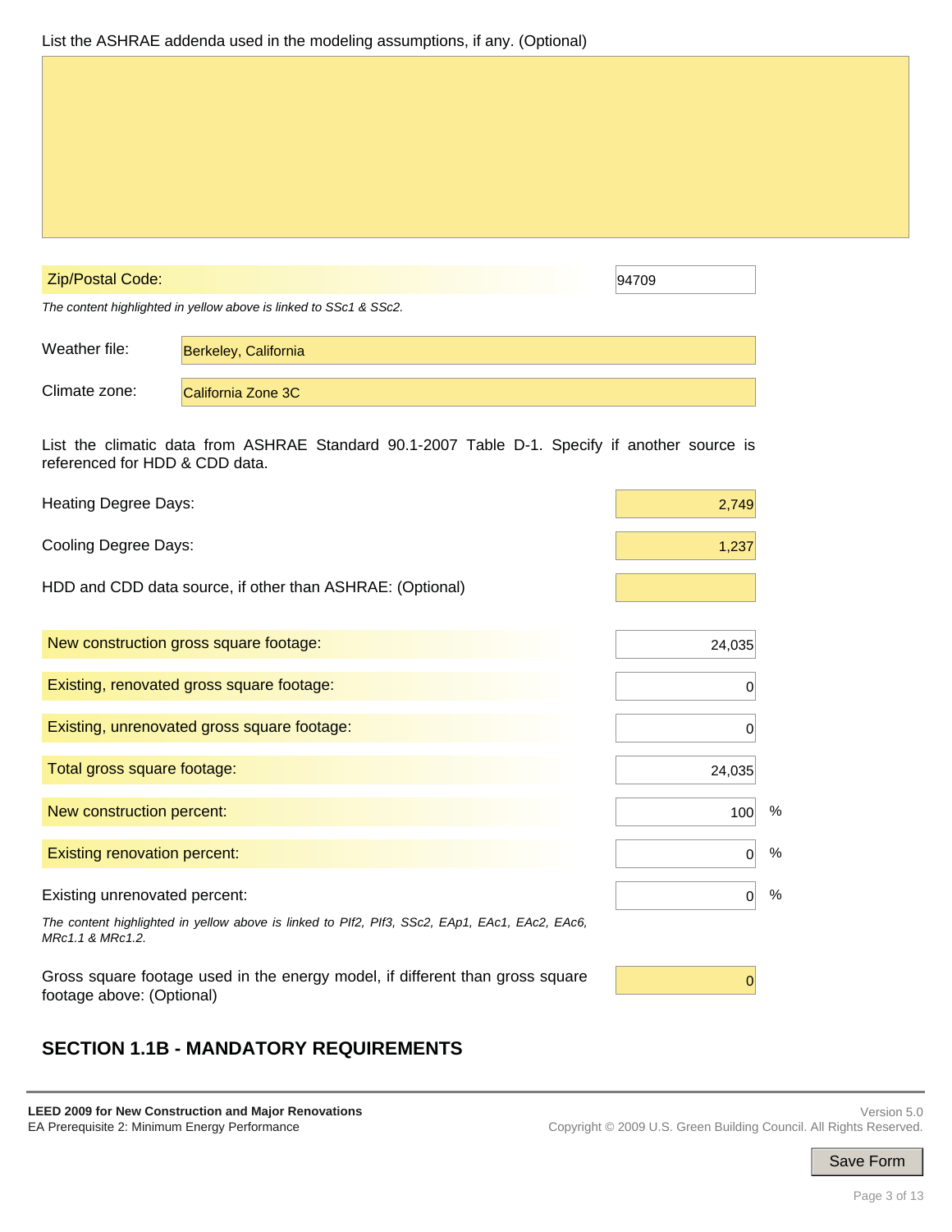List the ASHRAE addenda used in the modeling assumptions, if any. (Optional)

| Field | Value |
| --- | --- |
| Zip/Postal Code: | 94709 |

*The content highlighted in yellow above is linked to SSc1 & SSc2.*

| Field | Value |
| --- | --- |
| Weather file: | Berkeley, California |
| Climate zone: | California Zone 3C |

List the climatic data from ASHRAE Standard 90.1-2007 Table D-1. Specify if another source is referenced for HDD & CDD data.

| Field | Value |
| --- | --- |
| Heating Degree Days: | 2,749 |
| Cooling Degree Days: | 1,237 |
| HDD and CDD data source, if other than ASHRAE: (Optional) | |

| Field | Value |
| --- | --- |
| New construction gross square footage: | 24,035 |
| Existing, renovated gross square footage: | 0 |
| Existing, unrenovated gross square footage: | 0 |
| Total gross square footage: | 24,035 |
| New construction percent: | 100 % |
| Existing renovation percent: | 0 % |
| Existing unrenovated percent: | 0 % |

*The content highlighted in yellow above is linked to PIf2, PIf3, SSc2, EAp1, EAc1, EAc2, EAc6, MRc1.1 & MRc1.2.*

| Field | Value |
| --- | --- |
| Gross square footage used in the energy model, if different than gross square footage above: (Optional) | 0 |

## SECTION 1.1B - MANDATORY REQUIREMENTS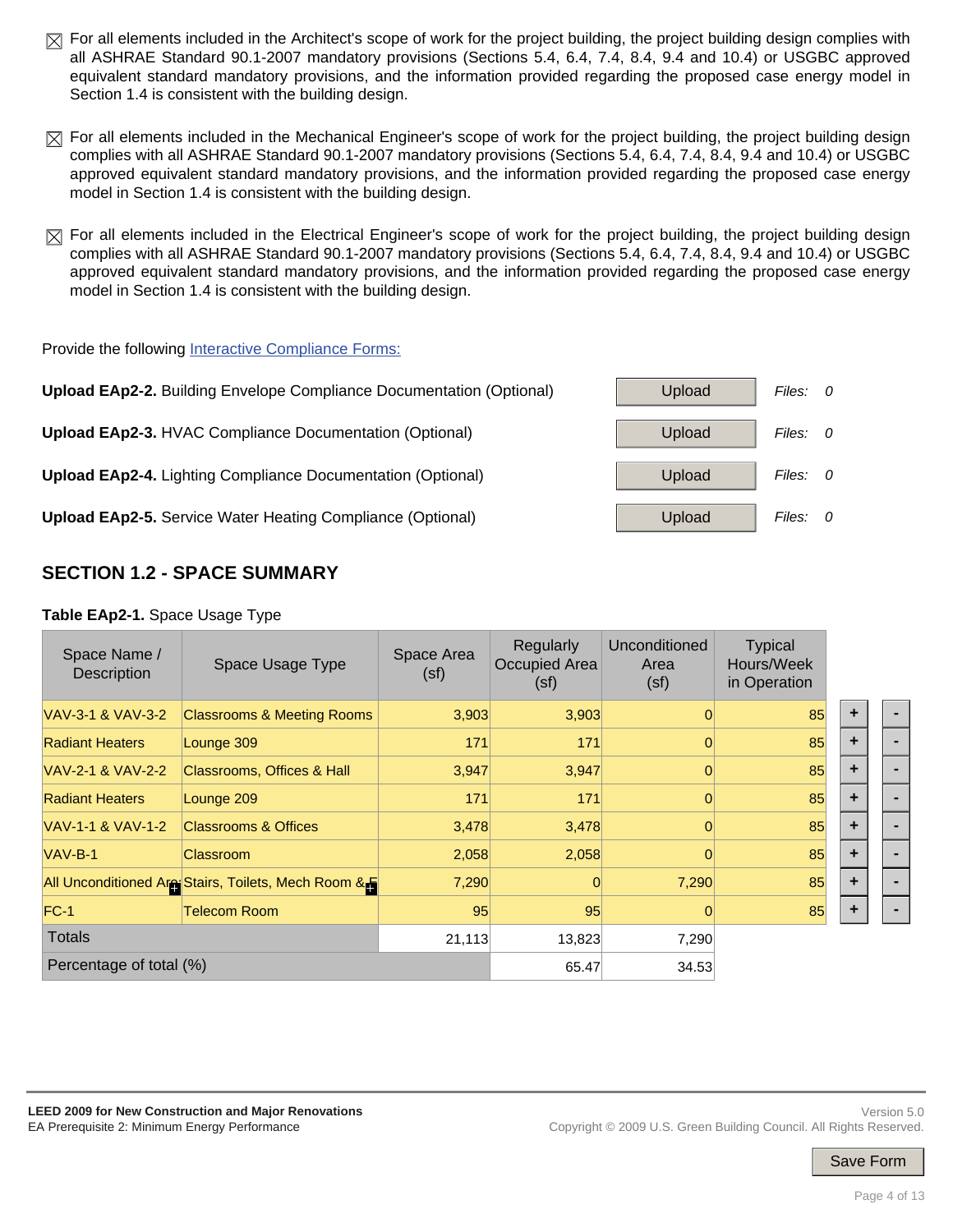☒ For all elements included in the Architect's scope of work for the project building, the project building design complies with all ASHRAE Standard 90.1-2007 mandatory provisions (Sections 5.4, 6.4, 7.4, 8.4, 9.4 and 10.4) or USGBC approved equivalent standard mandatory provisions, and the information provided regarding the proposed case energy model in Section 1.4 is consistent with the building design.

☒ For all elements included in the Mechanical Engineer's scope of work for the project building, the project building design complies with all ASHRAE Standard 90.1-2007 mandatory provisions (Sections 5.4, 6.4, 7.4, 8.4, 9.4 and 10.4) or USGBC approved equivalent standard mandatory provisions, and the information provided regarding the proposed case energy model in Section 1.4 is consistent with the building design.

☒ For all elements included in the Electrical Engineer's scope of work for the project building, the project building design complies with all ASHRAE Standard 90.1-2007 mandatory provisions (Sections 5.4, 6.4, 7.4, 8.4, 9.4 and 10.4) or USGBC approved equivalent standard mandatory provisions, and the information provided regarding the proposed case energy model in Section 1.4 is consistent with the building design.

Provide the following Interactive Compliance Forms:

**Upload EAp2-2.** Building Envelope Compliance Documentation (Optional) — Upload — *Files:* 0

**Upload EAp2-3.** HVAC Compliance Documentation (Optional) — Upload — *Files:* 0

**Upload EAp2-4.** Lighting Compliance Documentation (Optional) — Upload — *Files:* 0

**Upload EAp2-5.** Service Water Heating Compliance (Optional) — Upload — *Files:* 0

## SECTION 1.2 - SPACE SUMMARY

**Table EAp2-1.** Space Usage Type

| Space Name / Description | Space Usage Type | Space Area (sf) | Regularly Occupied Area (sf) | Unconditioned Area (sf) | Typical Hours/Week in Operation |
|---|---|---|---|---|---|
| VAV-3-1 & VAV-3-2 | Classrooms & Meeting Rooms | 3,903 | 3,903 | 0 | 85 |
| Radiant Heaters | Lounge 309 | 171 | 171 | 0 | 85 |
| VAV-2-1 & VAV-2-2 | Classrooms, Offices & Hall | 3,947 | 3,947 | 0 | 85 |
| Radiant Heaters | Lounge 209 | 171 | 171 | 0 | 85 |
| VAV-1-1 & VAV-1-2 | Classrooms & Offices | 3,478 | 3,478 | 0 | 85 |
| VAV-B-1 | Classroom | 2,058 | 2,058 | 0 | 85 |
| All Unconditioned Are | Stairs, Toilets, Mech Room & E | 7,290 | 0 | 7,290 | 85 |
| FC-1 | Telecom Room | 95 | 95 | 0 | 85 |
| Totals | | 21,113 | 13,823 | 7,290 | |
| Percentage of total (%) | | | 65.47 | 34.53 | |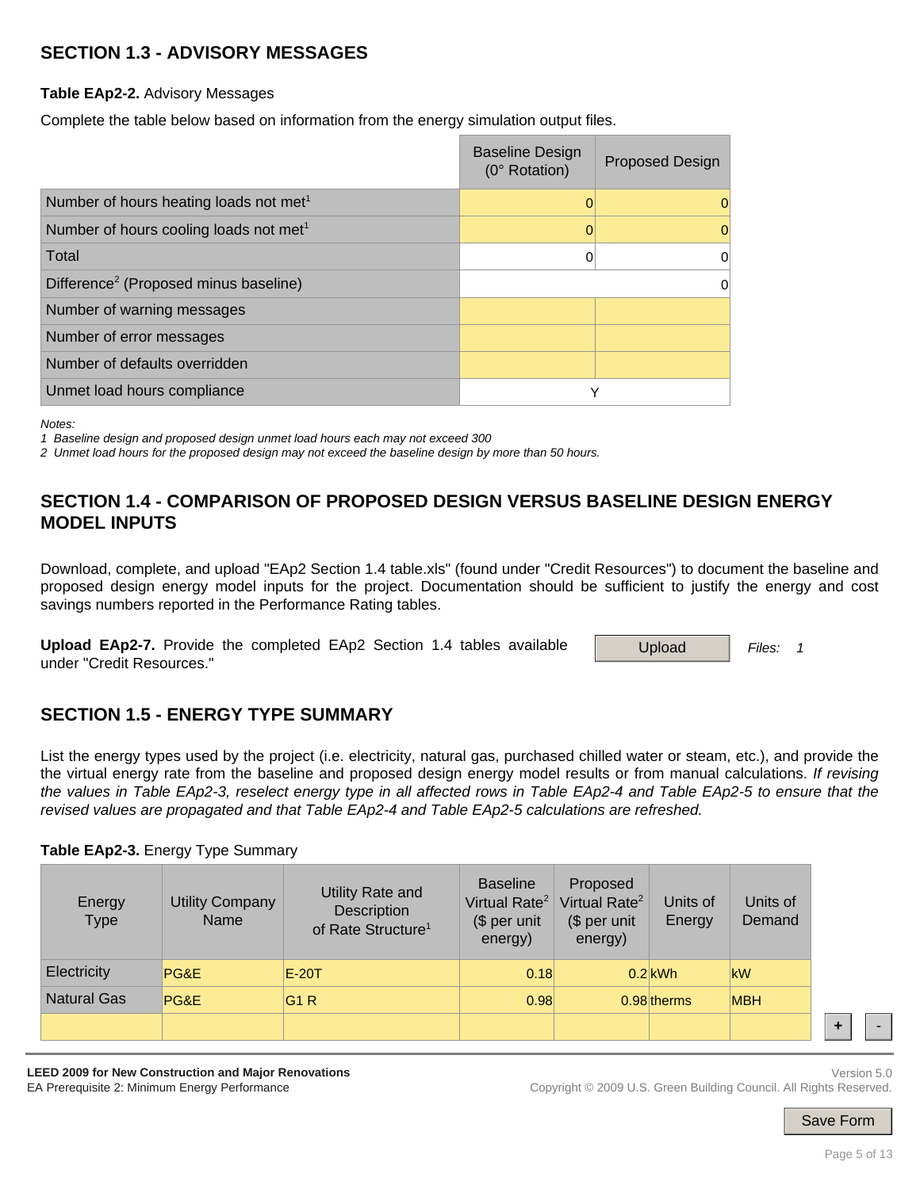## SECTION 1.3 - ADVISORY MESSAGES

**Table EAp2-2.** Advisory Messages

Complete the table below based on information from the energy simulation output files.

| | Baseline Design (0° Rotation) | Proposed Design |
|---|---|---|
| Number of hours heating loads not met[1] | 0 | 0 |
| Number of hours cooling loads not met[1] | 0 | 0 |
| Total | 0 | 0 |
| Difference[2] (Proposed minus baseline) | | 0 |
| Number of warning messages | | |
| Number of error messages | | |
| Number of defaults overridden | | |
| Unmet load hours compliance | Y | |

*Notes:*

*1 Baseline design and proposed design unmet load hours each may not exceed 300*

*2 Unmet load hours for the proposed design may not exceed the baseline design by more than 50 hours.*

## SECTION 1.4 - COMPARISON OF PROPOSED DESIGN VERSUS BASELINE DESIGN ENERGY MODEL INPUTS

Download, complete, and upload "EAp2 Section 1.4 table.xls" (found under "Credit Resources") to document the baseline and proposed design energy model inputs for the project. Documentation should be sufficient to justify the energy and cost savings numbers reported in the Performance Rating tables.

**Upload EAp2-7.** Provide the completed EAp2 Section 1.4 tables available under "Credit Resources."

Upload *Files: 1*

## SECTION 1.5 - ENERGY TYPE SUMMARY

List the energy types used by the project (i.e. electricity, natural gas, purchased chilled water or steam, etc.), and provide the the virtual energy rate from the baseline and proposed design energy model results or from manual calculations. *If revising the values in Table EAp2-3, reselect energy type in all affected rows in Table EAp2-4 and Table EAp2-5 to ensure that the revised values are propagated and that Table EAp2-4 and Table EAp2-5 calculations are refreshed.*

**Table EAp2-3.** Energy Type Summary

| Energy Type | Utility Company Name | Utility Rate and Description of Rate Structure[1] | Baseline Virtual Rate[2] ($ per unit energy) | Proposed Virtual Rate[2] ($ per unit energy) | Units of Energy | Units of Demand |
|---|---|---|---|---|---|---|
| Electricity | PG&E | E-20T | 0.18 | 0.2 | kWh | kW |
| Natural Gas | PG&E | G1 R | 0.98 | 0.98 | therms | MBH |
| | | | | | | |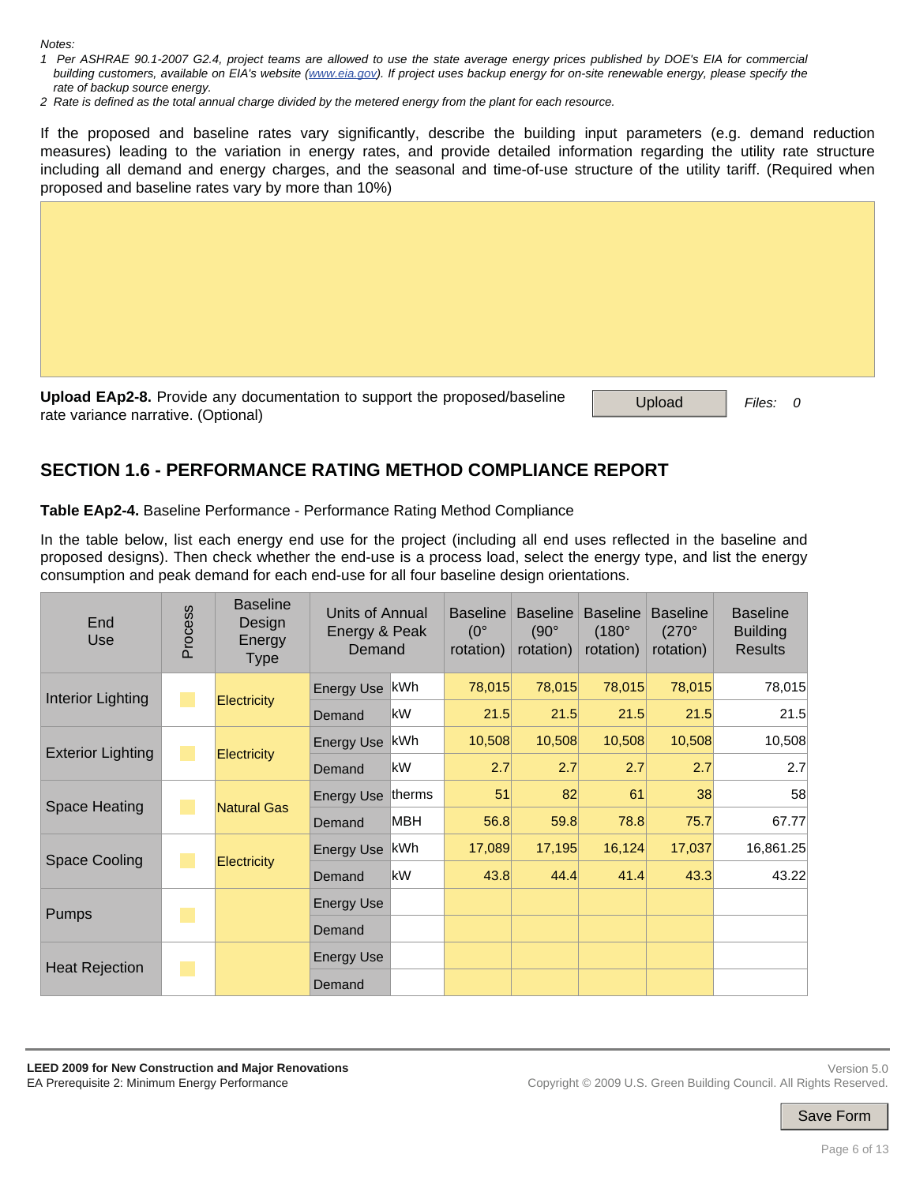*Notes:*

*1 Per ASHRAE 90.1-2007 G2.4, project teams are allowed to use the state average energy prices published by DOE's EIA for commercial building customers, available on EIA's website ([www.eia.gov](www.eia.gov)). If project uses backup energy for on-site renewable energy, please specify the rate of backup source energy.*

*2 Rate is defined as the total annual charge divided by the metered energy from the plant for each resource.*

If the proposed and baseline rates vary significantly, describe the building input parameters (e.g. demand reduction measures) leading to the variation in energy rates, and provide detailed information regarding the utility rate structure including all demand and energy charges, and the seasonal and time-of-use structure of the utility tariff. (Required when proposed and baseline rates vary by more than 10%)

**Upload EAp2-8.** Provide any documentation to support the proposed/baseline rate variance narrative. (Optional)

Upload    *Files: 0*

## SECTION 1.6 - PERFORMANCE RATING METHOD COMPLIANCE REPORT

**Table EAp2-4.** Baseline Performance - Performance Rating Method Compliance

In the table below, list each energy end use for the project (including all end uses reflected in the baseline and proposed designs). Then check whether the end-use is a process load, select the energy type, and list the energy consumption and peak demand for each end-use for all four baseline design orientations.

| End Use | Process | Baseline Design Energy Type | Units of Annual Energy & Peak Demand | | Baseline (0° rotation) | Baseline (90° rotation) | Baseline (180° rotation) | Baseline (270° rotation) | Baseline Building Results |
|---|---|---|---|---|---|---|---|---|---|
| Interior Lighting | | Electricity | Energy Use | kWh | 78,015 | 78,015 | 78,015 | 78,015 | 78,015 |
| | | | Demand | kW | 21.5 | 21.5 | 21.5 | 21.5 | 21.5 |
| Exterior Lighting | | Electricity | Energy Use | kWh | 10,508 | 10,508 | 10,508 | 10,508 | 10,508 |
| | | | Demand | kW | 2.7 | 2.7 | 2.7 | 2.7 | 2.7 |
| Space Heating | | Natural Gas | Energy Use | therms | 51 | 82 | 61 | 38 | 58 |
| | | | Demand | MBH | 56.8 | 59.8 | 78.8 | 75.7 | 67.77 |
| Space Cooling | | Electricity | Energy Use | kWh | 17,089 | 17,195 | 16,124 | 17,037 | 16,861.25 |
| | | | Demand | kW | 43.8 | 44.4 | 41.4 | 43.3 | 43.22 |
| Pumps | | | Energy Use | | | | | | |
| | | | Demand | | | | | | |
| Heat Rejection | | | Energy Use | | | | | | |
| | | | Demand | | | | | | |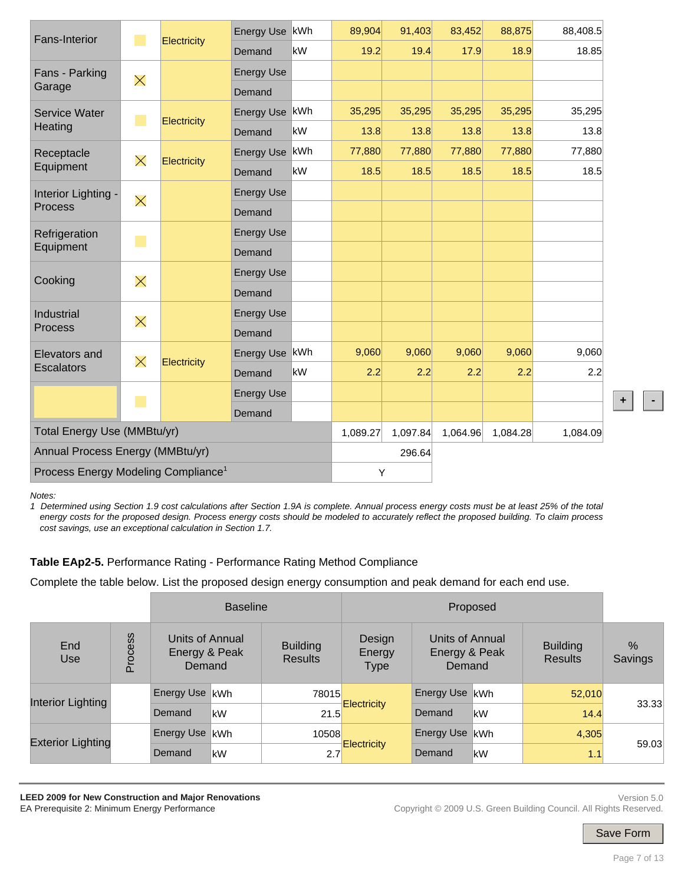| Fans-Interior | | Electricity | Energy Use | kWh | 89,904 | 91,403 | 83,452 | 88,875 | 88,408.5 |
|---|---|---|---|---|---|---|---|---|---|
| | | | Demand | kW | 19.2 | 19.4 | 17.9 | 18.9 | 18.85 |
| Fans - Parking Garage | X | | Energy Use | | | | | | |
| | | | Demand | | | | | | |
| Service Water Heating | | Electricity | Energy Use | kWh | 35,295 | 35,295 | 35,295 | 35,295 | 35,295 |
| | | | Demand | kW | 13.8 | 13.8 | 13.8 | 13.8 | 13.8 |
| Receptacle Equipment | X | Electricity | Energy Use | kWh | 77,880 | 77,880 | 77,880 | 77,880 | 77,880 |
| | | | Demand | kW | 18.5 | 18.5 | 18.5 | 18.5 | 18.5 |
| Interior Lighting - Process | X | | Energy Use | | | | | | |
| | | | Demand | | | | | | |
| Refrigeration Equipment | | | Energy Use | | | | | | |
| | | | Demand | | | | | | |
| Cooking | X | | Energy Use | | | | | | |
| | | | Demand | | | | | | |
| Industrial Process | X | | Energy Use | | | | | | |
| | | | Demand | | | | | | |
| Elevators and Escalators | X | Electricity | Energy Use | kWh | 9,060 | 9,060 | 9,060 | 9,060 | 9,060 |
| | | | Demand | kW | 2.2 | 2.2 | 2.2 | 2.2 | 2.2 |
| | | | Energy Use | | | | | | |
| | | | Demand | | | | | | |
| Total Energy Use (MMBtu/yr) | | | | | 1,089.27 | 1,097.84 | 1,064.96 | 1,084.28 | 1,084.09 |
| Annual Process Energy (MMBtu/yr) | | | | | 296.64 | | | | |
| Process Energy Modeling Compliance[1] | | | | | Y | | | | |

Notes:

1 *Determined using Section 1.9 cost calculations after Section 1.9A is complete. Annual process energy costs must be at least 25% of the total energy costs for the proposed design. Process energy costs should be modeled to accurately reflect the proposed building. To claim process cost savings, use an exceptional calculation in Section 1.7.*

**Table EAp2-5.** Performance Rating - Performance Rating Method Compliance

Complete the table below. List the proposed design energy consumption and peak demand for each end use.

| | | Baseline | | | Proposed | | | | |
|---|---|---|---|---|---|---|---|---|---|
| End Use | Process | Units of Annual Energy & Peak Demand | | Building Results | Design Energy Type | Units of Annual Energy & Peak Demand | | Building Results | % Savings |
| Interior Lighting | | Energy Use | kWh | 78015 | Electricity | Energy Use | kWh | 52,010 | 33.33 |
| | | Demand | kW | 21.5 | | Demand | kW | 14.4 | |
| Exterior Lighting | | Energy Use | kWh | 10508 | Electricity | Energy Use | kWh | 4,305 | 59.03 |
| | | Demand | kW | 2.7 | | Demand | kW | 1.1 | |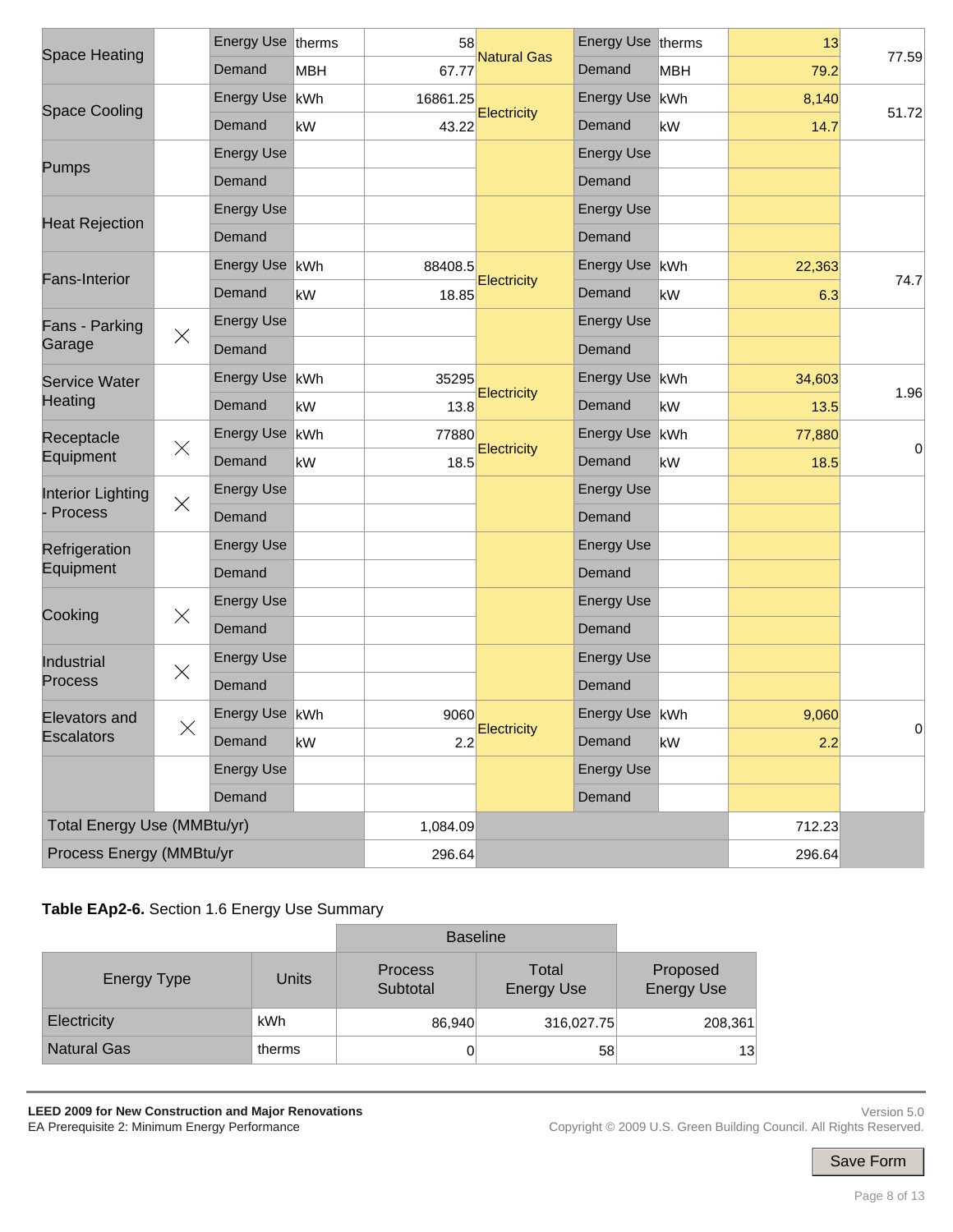| | | | | | | | | | |
|---|---|---|---|---|---|---|---|---|---|
| Space Heating | | Energy Use | therms | 58 | Natural Gas | Energy Use | therms | 13 | 77.59 |
| | | Demand | MBH | 67.77 | | Demand | MBH | 79.2 | |
| Space Cooling | | Energy Use | kWh | 16861.25 | Electricity | Energy Use | kWh | 8,140 | 51.72 |
| | | Demand | kW | 43.22 | | Demand | kW | 14.7 | |
| Pumps | | Energy Use | | | | Energy Use | | | |
| | | Demand | | | | Demand | | | |
| Heat Rejection | | Energy Use | | | | Energy Use | | | |
| | | Demand | | | | Demand | | | |
| Fans-Interior | | Energy Use | kWh | 88408.5 | Electricity | Energy Use | kWh | 22,363 | 74.7 |
| | | Demand | kW | 18.85 | | Demand | kW | 6.3 | |
| Fans - Parking Garage | X | Energy Use | | | | Energy Use | | | |
| | | Demand | | | | Demand | | | |
| Service Water Heating | | Energy Use | kWh | 35295 | Electricity | Energy Use | kWh | 34,603 | 1.96 |
| | | Demand | kW | 13.8 | | Demand | kW | 13.5 | |
| Receptacle Equipment | X | Energy Use | kWh | 77880 | Electricity | Energy Use | kWh | 77,880 | 0 |
| | | Demand | kW | 18.5 | | Demand | kW | 18.5 | |
| Interior Lighting - Process | X | Energy Use | | | | Energy Use | | | |
| | | Demand | | | | Demand | | | |
| Refrigeration Equipment | | Energy Use | | | | Energy Use | | | |
| | | Demand | | | | Demand | | | |
| Cooking | X | Energy Use | | | | Energy Use | | | |
| | | Demand | | | | Demand | | | |
| Industrial Process | X | Energy Use | | | | Energy Use | | | |
| | | Demand | | | | Demand | | | |
| Elevators and Escalators | X | Energy Use | kWh | 9060 | Electricity | Energy Use | kWh | 9,060 | 0 |
| | | Demand | kW | 2.2 | | Demand | kW | 2.2 | |
| | | Energy Use | | | | Energy Use | | | |
| | | Demand | | | | Demand | | | |
| Total Energy Use (MMBtu/yr) | | | | 1,084.09 | | | | 712.23 | |
| Process Energy (MMBtu/yr | | | | 296.64 | | | | 296.64 | |

**Table EAp2-6.** Section 1.6 Energy Use Summary

| Energy Type | Units | Baseline Process Subtotal | Baseline Total Energy Use | Proposed Energy Use |
|---|---|---|---|---|
| Electricity | kWh | 86,940 | 316,027.75 | 208,361 |
| Natural Gas | therms | 0 | 58 | 13 |

**LEED 2009 for New Construction and Major Renovations**
EA Prerequisite 2: Minimum Energy Performance

Version 5.0
Copyright © 2009 U.S. Green Building Council. All Rights Reserved.

Save Form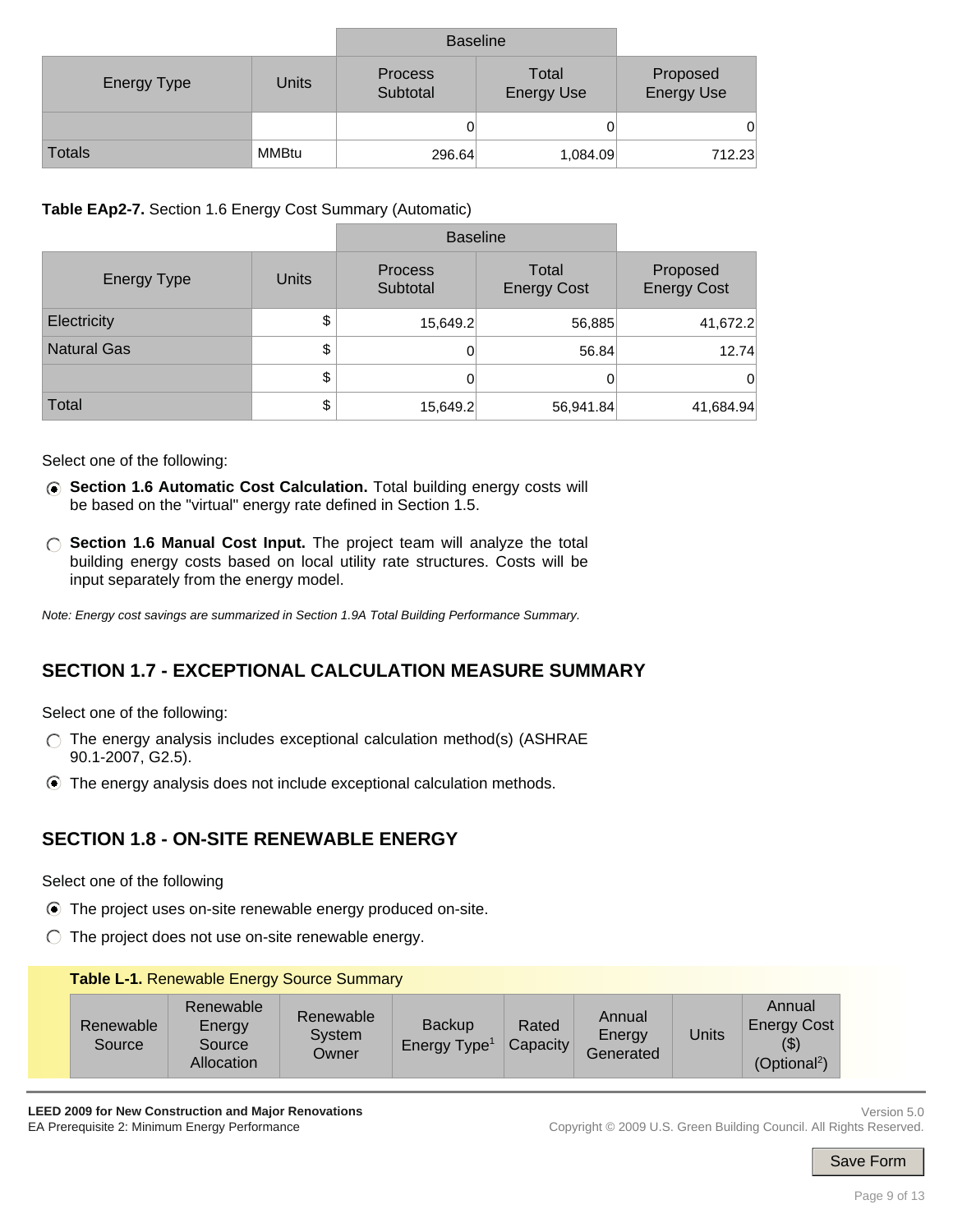| Energy Type | Units | Baseline | | Proposed Energy Use |
|---|---|---|---|---|
| | | Process Subtotal | Total Energy Use | |
| | | 0 | 0 | 0 |
| Totals | MMBtu | 296.64 | 1,084.09 | 712.23 |

**Table EAp2-7.** Section 1.6 Energy Cost Summary (Automatic)

| Energy Type | Units | Baseline | | Proposed Energy Cost |
|---|---|---|---|---|
| | | Process Subtotal | Total Energy Cost | |
| Electricity | $ | 15,649.2 | 56,885 | 41,672.2 |
| Natural Gas | $ | 0 | 56.84 | 12.74 |
| | $ | 0 | 0 | 0 |
| Total | $ | 15,649.2 | 56,941.84 | 41,684.94 |

Select one of the following:

- (●) **Section 1.6 Automatic Cost Calculation.** Total building energy costs will be based on the "virtual" energy rate defined in Section 1.5.
- ( ) **Section 1.6 Manual Cost Input.** The project team will analyze the total building energy costs based on local utility rate structures. Costs will be input separately from the energy model.

*Note: Energy cost savings are summarized in Section 1.9A Total Building Performance Summary.*

## SECTION 1.7 - EXCEPTIONAL CALCULATION MEASURE SUMMARY

Select one of the following:

- ( ) The energy analysis includes exceptional calculation method(s) (ASHRAE 90.1-2007, G2.5).
- (●) The energy analysis does not include exceptional calculation methods.

## SECTION 1.8 - ON-SITE RENEWABLE ENERGY

Select one of the following

- (●) The project uses on-site renewable energy produced on-site.
- ( ) The project does not use on-site renewable energy.

**Table L-1.** Renewable Energy Source Summary

| Renewable Source | Renewable Energy Source Allocation | Renewable System Owner | Backup Energy Type[1] | Rated Capacity | Annual Energy Generated | Units | Annual Energy Cost ($) (Optional[2]) |
|---|---|---|---|---|---|---|---|

LEED 2009 for New Construction and Major Renovations
EA Prerequisite 2: Minimum Energy Performance

Version 5.0
Copyright © 2009 U.S. Green Building Council. All Rights Reserved.

Save Form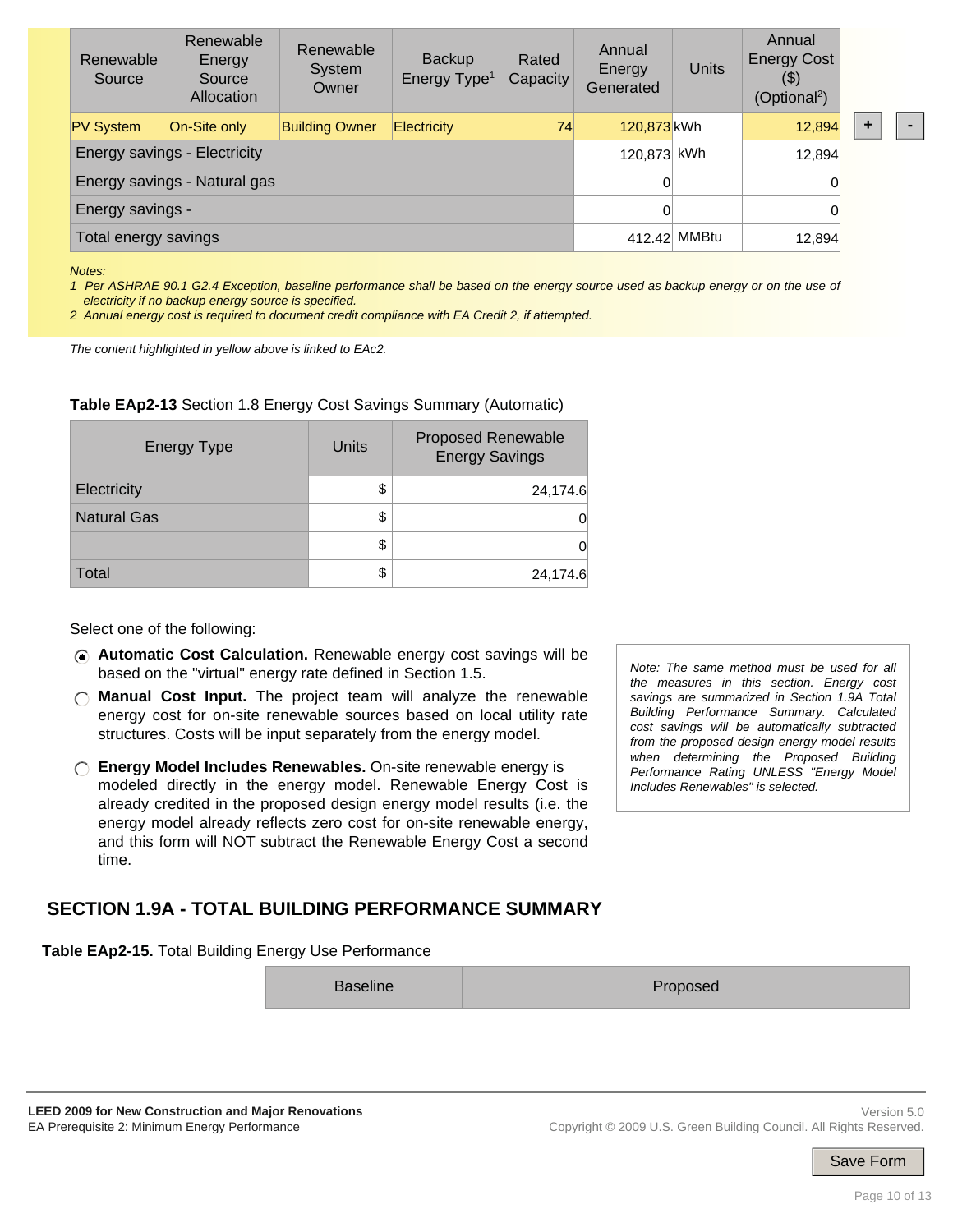| Renewable Source | Renewable Energy Source Allocation | Renewable System Owner | Backup Energy Type[1] | Rated Capacity | Annual Energy Generated | Units | Annual Energy Cost ($) (Optional[2]) |
|---|---|---|---|---|---|---|---|
| PV System | On-Site only | Building Owner | Electricity | 74 | 120,873 | kWh | 12,894 |
| Energy savings - Electricity | | | | | 120,873 | kWh | 12,894 |
| Energy savings - Natural gas | | | | | 0 | | 0 |
| Energy savings - | | | | | 0 | | 0 |
| Total energy savings | | | | | 412.42 | MMBtu | 12,894 |

+ -

*Notes:*

*1 Per ASHRAE 90.1 G2.4 Exception, baseline performance shall be based on the energy source used as backup energy or on the use of electricity if no backup energy source is specified.*

*2 Annual energy cost is required to document credit compliance with EA Credit 2, if attempted.*

*The content highlighted in yellow above is linked to EAc2.*

**Table EAp2-13** Section 1.8 Energy Cost Savings Summary (Automatic)

| Energy Type | Units | Proposed Renewable Energy Savings |
|---|---|---|
| Electricity | $ | 24,174.6 |
| Natural Gas | $ | 0 |
| | $ | 0 |
| Total | $ | 24,174.6 |

Select one of the following:

- (●) **Automatic Cost Calculation.** Renewable energy cost savings will be based on the "virtual" energy rate defined in Section 1.5.
- ( ) **Manual Cost Input.** The project team will analyze the renewable energy cost for on-site renewable sources based on local utility rate structures. Costs will be input separately from the energy model.
- ( ) **Energy Model Includes Renewables.** On-site renewable energy is modeled directly in the energy model. Renewable Energy Cost is already credited in the proposed design energy model results (i.e. the energy model already reflects zero cost for on-site renewable energy, and this form will NOT subtract the Renewable Energy Cost a second time.

*Note: The same method must be used for all the measures in this section. Energy cost savings are summarized in Section 1.9A Total Building Performance Summary. Calculated cost savings will be automatically subtracted from the proposed design energy model results when determining the Proposed Building Performance Rating UNLESS "Energy Model Includes Renewables" is selected.*

## SECTION 1.9A - TOTAL BUILDING PERFORMANCE SUMMARY

**Table EAp2-15.** Total Building Energy Use Performance

| | Baseline | Proposed |
|---|---|---|

Save Form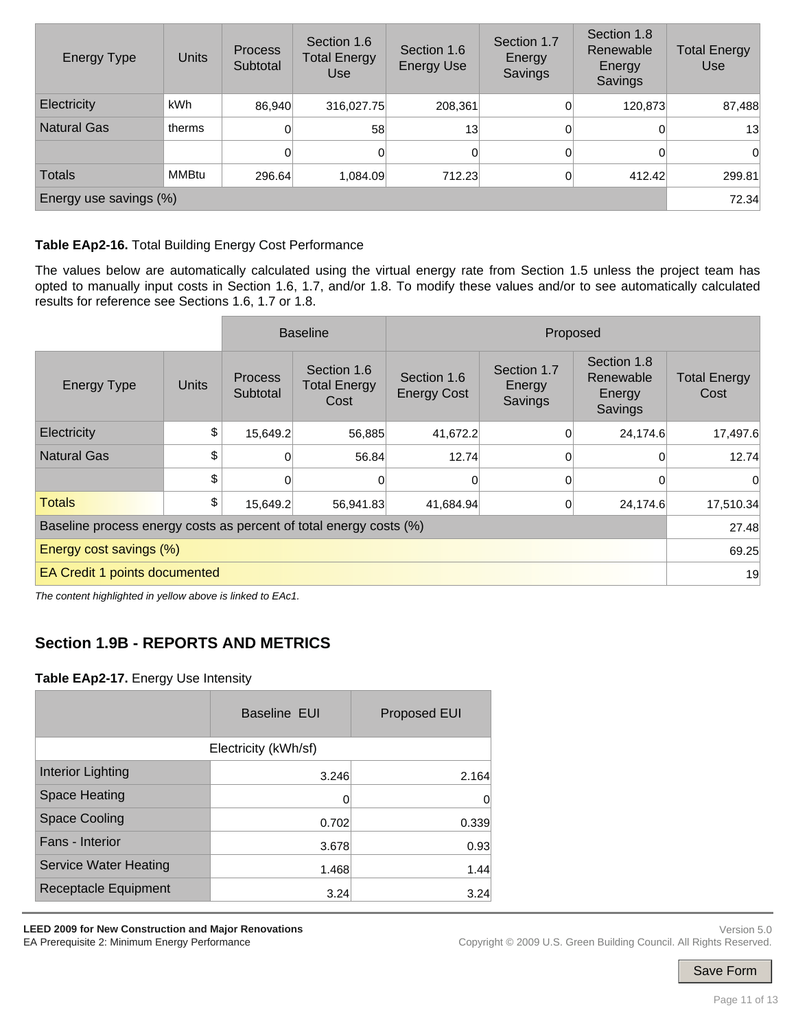| Energy Type | Units | Process Subtotal | Section 1.6 Total Energy Use | Section 1.6 Energy Use | Section 1.7 Energy Savings | Section 1.8 Renewable Energy Savings | Total Energy Use |
|---|---|---|---|---|---|---|---|
| Electricity | kWh | 86,940 | 316,027.75 | 208,361 | 0 | 120,873 | 87,488 |
| Natural Gas | therms | 0 | 58 | 13 | 0 | 0 | 13 |
| | | 0 | 0 | 0 | 0 | 0 | 0 |
| Totals | MMBtu | 296.64 | 1,084.09 | 712.23 | 0 | 412.42 | 299.81 |
| Energy use savings (%) | | | | | | | 72.34 |

**Table EAp2-16.** Total Building Energy Cost Performance

The values below are automatically calculated using the virtual energy rate from Section 1.5 unless the project team has opted to manually input costs in Section 1.6, 1.7, and/or 1.8. To modify these values and/or to see automatically calculated results for reference see Sections 1.6, 1.7 or 1.8.

| | | Baseline | | Proposed | | | |
|---|---|---|---|---|---|---|---|
| Energy Type | Units | Process Subtotal | Section 1.6 Total Energy Cost | Section 1.6 Energy Cost | Section 1.7 Energy Savings | Section 1.8 Renewable Energy Savings | Total Energy Cost |
| Electricity | $ | 15,649.2 | 56,885 | 41,672.2 | 0 | 24,174.6 | 17,497.6 |
| Natural Gas | $ | 0 | 56.84 | 12.74 | 0 | 0 | 12.74 |
| | $ | 0 | 0 | 0 | 0 | 0 | 0 |
| Totals | $ | 15,649.2 | 56,941.83 | 41,684.94 | 0 | 24,174.6 | 17,510.34 |
| Baseline process energy costs as percent of total energy costs (%) | | | | | | | 27.48 |
| Energy cost savings (%) | | | | | | | 69.25 |
| EA Credit 1 points documented | | | | | | | 19 |

*The content highlighted in yellow above is linked to EAc1.*

## Section 1.9B - REPORTS AND METRICS

**Table EAp2-17.** Energy Use Intensity

| | Baseline EUI | Proposed EUI |
|---|---|---|
| Electricity (kWh/sf) | | |
| Interior Lighting | 3.246 | 2.164 |
| Space Heating | 0 | 0 |
| Space Cooling | 0.702 | 0.339 |
| Fans - Interior | 3.678 | 0.93 |
| Service Water Heating | 1.468 | 1.44 |
| Receptacle Equipment | 3.24 | 3.24 |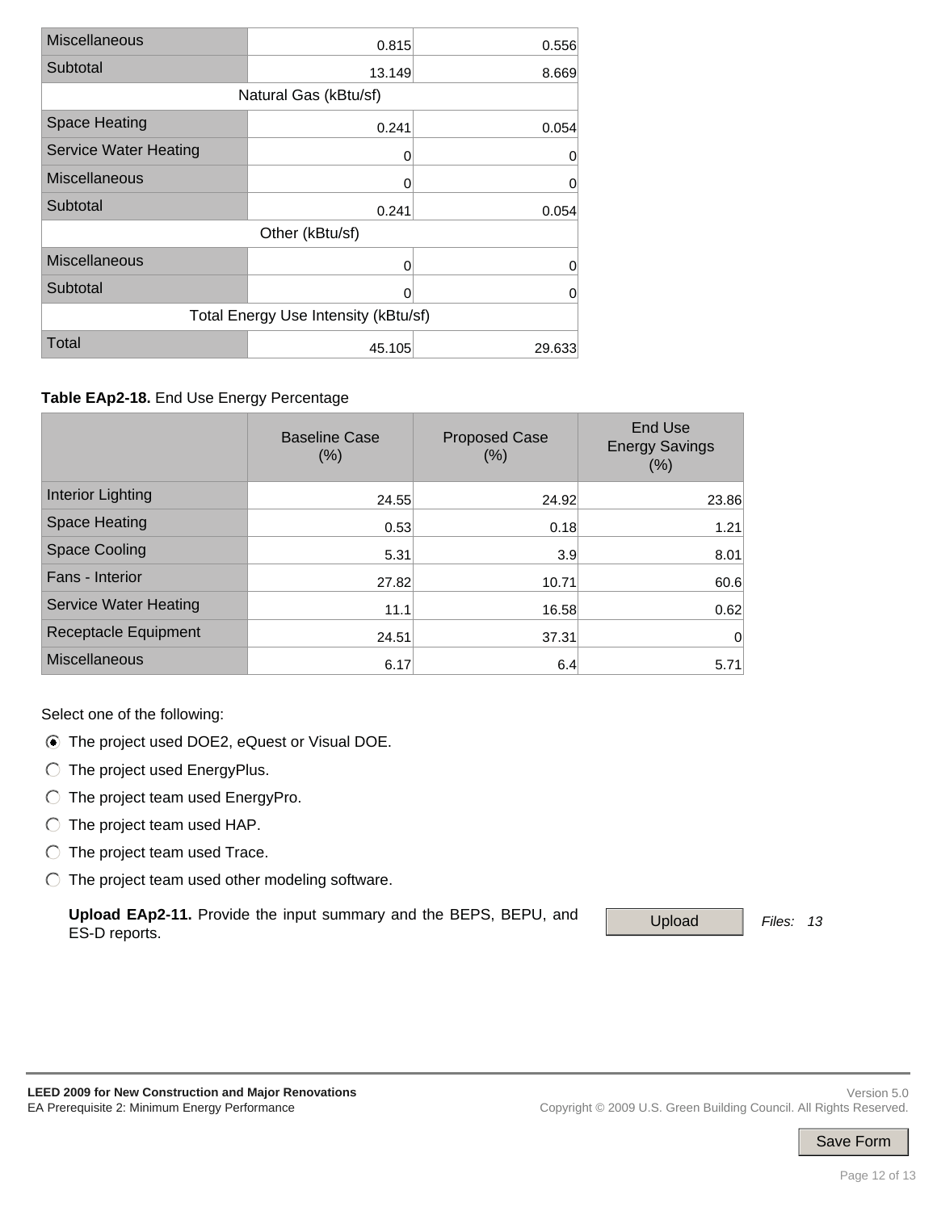| | | |
|---|---|---|
| Miscellaneous | 0.815 | 0.556 |
| Subtotal | 13.149 | 8.669 |
| Natural Gas (kBtu/sf) | | |
| Space Heating | 0.241 | 0.054 |
| Service Water Heating | 0 | 0 |
| Miscellaneous | 0 | 0 |
| Subtotal | 0.241 | 0.054 |
| Other (kBtu/sf) | | |
| Miscellaneous | 0 | 0 |
| Subtotal | 0 | 0 |
| Total Energy Use Intensity (kBtu/sf) | | |
| Total | 45.105 | 29.633 |

**Table EAp2-18.** End Use Energy Percentage

| | Baseline Case (%) | Proposed Case (%) | End Use Energy Savings (%) |
|---|---|---|---|
| Interior Lighting | 24.55 | 24.92 | 23.86 |
| Space Heating | 0.53 | 0.18 | 1.21 |
| Space Cooling | 5.31 | 3.9 | 8.01 |
| Fans - Interior | 27.82 | 10.71 | 60.6 |
| Service Water Heating | 11.1 | 16.58 | 0.62 |
| Receptacle Equipment | 24.51 | 37.31 | 0 |
| Miscellaneous | 6.17 | 6.4 | 5.71 |

Select one of the following:

- (●) The project used DOE2, eQuest or Visual DOE.
- ( ) The project used EnergyPlus.
- ( ) The project team used EnergyPro.
- ( ) The project team used HAP.
- ( ) The project team used Trace.
- ( ) The project team used other modeling software.

**Upload EAp2-11.** Provide the input summary and the BEPS, BEPU, and ES-D reports. Upload *Files: 13*

**LEED 2009 for New Construction and Major Renovations**
EA Prerequisite 2: Minimum Energy Performance

Version 5.0
Copyright © 2009 U.S. Green Building Council. All Rights Reserved.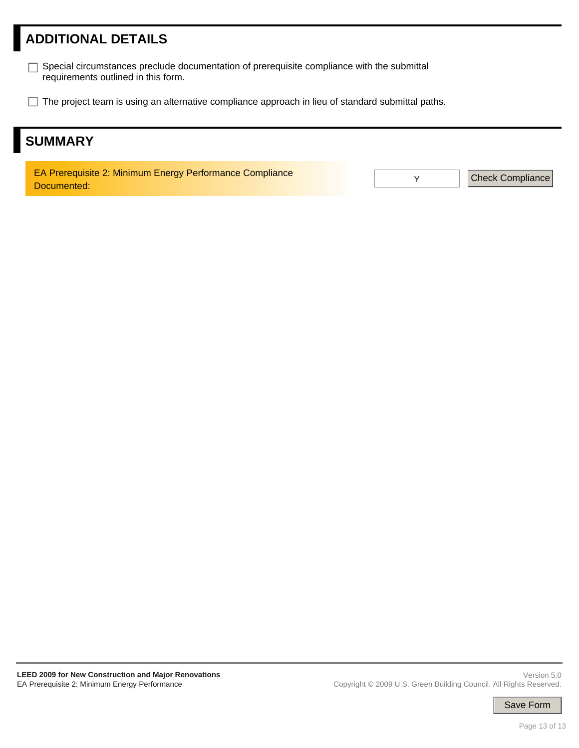## ADDITIONAL DETAILS

☐ Special circumstances preclude documentation of prerequisite compliance with the submittal requirements outlined in this form.

☐ The project team is using an alternative compliance approach in lieu of standard submittal paths.

## SUMMARY

| EA Prerequisite 2: Minimum Energy Performance Compliance Documented: | Y | Check Compliance |
|---|---|---|

Save Form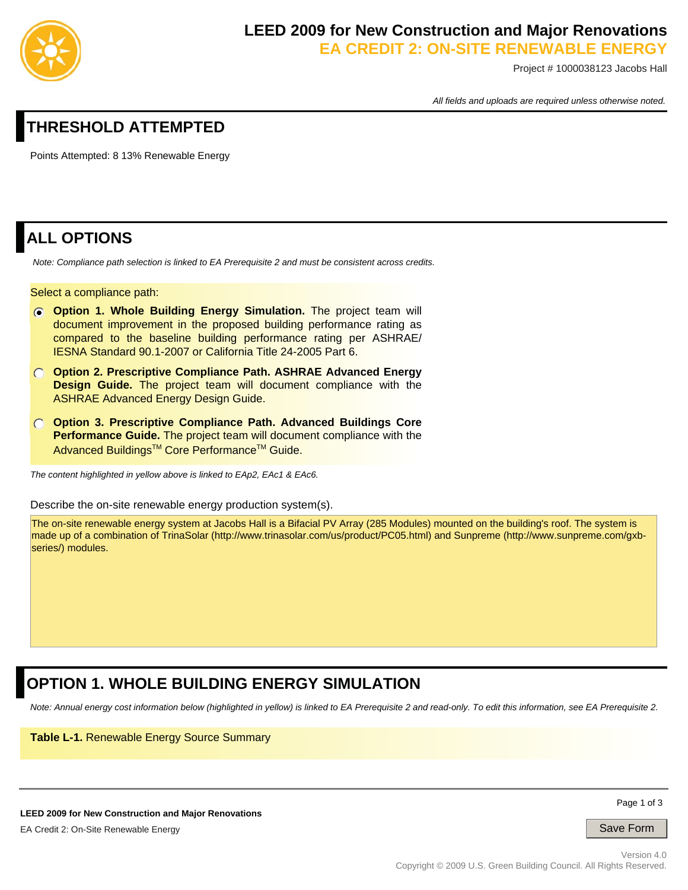# LEED 2009 for New Construction and Major Renovations

## EA CREDIT 2: ON-SITE RENEWABLE ENERGY

Project # 1000038123 Jacobs Hall

*All fields and uploads are required unless otherwise noted.*

## THRESHOLD ATTEMPTED

Points Attempted: 8 13% Renewable Energy

## ALL OPTIONS

*Note: Compliance path selection is linked to EA Prerequisite 2 and must be consistent across credits.*

Select a compliance path:

- (●) **Option 1. Whole Building Energy Simulation.** The project team will document improvement in the proposed building performance rating as compared to the baseline building performance rating per ASHRAE/ IESNA Standard 90.1-2007 or California Title 24-2005 Part 6.
- (○) **Option 2. Prescriptive Compliance Path. ASHRAE Advanced Energy Design Guide.** The project team will document compliance with the ASHRAE Advanced Energy Design Guide.
- (○) **Option 3. Prescriptive Compliance Path. Advanced Buildings Core Performance Guide.** The project team will document compliance with the Advanced Buildings™ Core Performance™ Guide.

*The content highlighted in yellow above is linked to EAp2, EAc1 & EAc6.*

Describe the on-site renewable energy production system(s).

The on-site renewable energy system at Jacobs Hall is a Bifacial PV Array (285 Modules) mounted on the building's roof. The system is made up of a combination of TrinaSolar (http://www.trinasolar.com/us/product/PC05.html) and Sunpreme (http://www.sunpreme.com/gxb-series/) modules.

## OPTION 1. WHOLE BUILDING ENERGY SIMULATION

*Note: Annual energy cost information below (highlighted in yellow) is linked to EA Prerequisite 2 and read-only. To edit this information, see EA Prerequisite 2.*

**Table L-1.** Renewable Energy Source Summary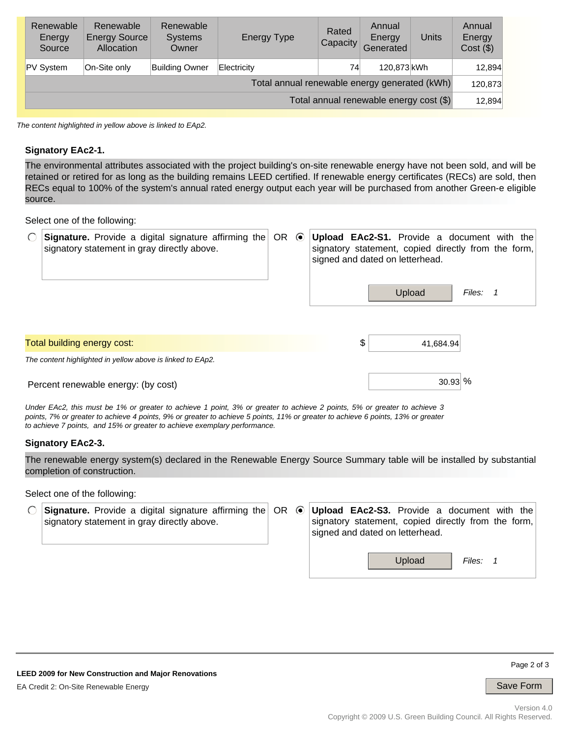| Renewable Energy Source | Renewable Energy Source Allocation | Renewable Systems Owner | Energy Type | Rated Capacity | Annual Energy Generated | Units | Annual Energy Cost ($) |
|---|---|---|---|---|---|---|---|
| PV System | On-Site only | Building Owner | Electricity | 74 | 120,873 | kWh | 12,894 |
| Total annual renewable energy generated (kWh) | | | | | | | 120,873 |
| Total annual renewable energy cost ($) | | | | | | | 12,894 |

*The content highlighted in yellow above is linked to EAp2.*

**Signatory EAc2-1.**

The environmental attributes associated with the project building's on-site renewable energy have not been sold, and will be retained or retired for as long as the building remains LEED certified. If renewable energy certificates (RECs) are sold, then RECs equal to 100% of the system's annual rated energy output each year will be purchased from another Green-e eligible source.

Select one of the following:

- ○ **Signature.** Provide a digital signature affirming the signatory statement in gray directly above.

OR

- ◉ **Upload EAc2-S1.** Provide a document with the signatory statement, copied directly from the form, signed and dated on letterhead.

  Upload *Files: 1*

Total building energy cost: $ 41,684.94

*The content highlighted in yellow above is linked to EAp2.*

Percent renewable energy: (by cost) 30.93 %

*Under EAc2, this must be 1% or greater to achieve 1 point, 3% or greater to achieve 2 points, 5% or greater to achieve 3 points, 7% or greater to achieve 4 points, 9% or greater to achieve 5 points, 11% or greater to achieve 6 points, 13% or greater to achieve 7 points, and 15% or greater to achieve exemplary performance.*

**Signatory EAc2-3.**

The renewable energy system(s) declared in the Renewable Energy Source Summary table will be installed by substantial completion of construction.

Select one of the following:

- ○ **Signature.** Provide a digital signature affirming the signatory statement in gray directly above.

OR

- ◉ **Upload EAc2-S3.** Provide a document with the signatory statement, copied directly from the form, signed and dated on letterhead.

  Upload *Files: 1*

**LEED 2009 for New Construction and Major Renovations**

EA Credit 2: On-Site Renewable Energy

Save Form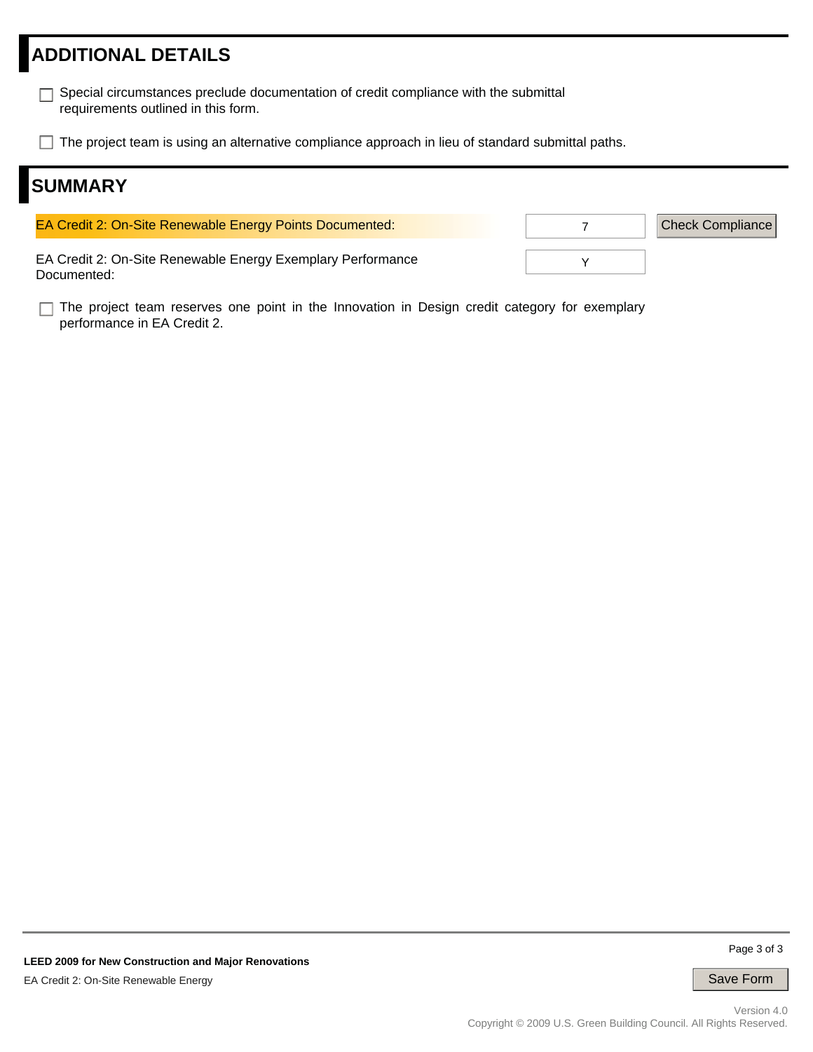## ADDITIONAL DETAILS

☐ Special circumstances preclude documentation of credit compliance with the submittal requirements outlined in this form.

☐ The project team is using an alternative compliance approach in lieu of standard submittal paths.

## SUMMARY

| | | |
|---|---|---|
| EA Credit 2: On-Site Renewable Energy Points Documented: | 7 | Check Compliance |
| EA Credit 2: On-Site Renewable Energy Exemplary Performance Documented: | Y | |

☐ The project team reserves one point in the Innovation in Design credit category for exemplary performance in EA Credit 2.

Save Form

Version 4.0

Copyright © 2009 U.S. Green Building Council. All Rights Reserved.